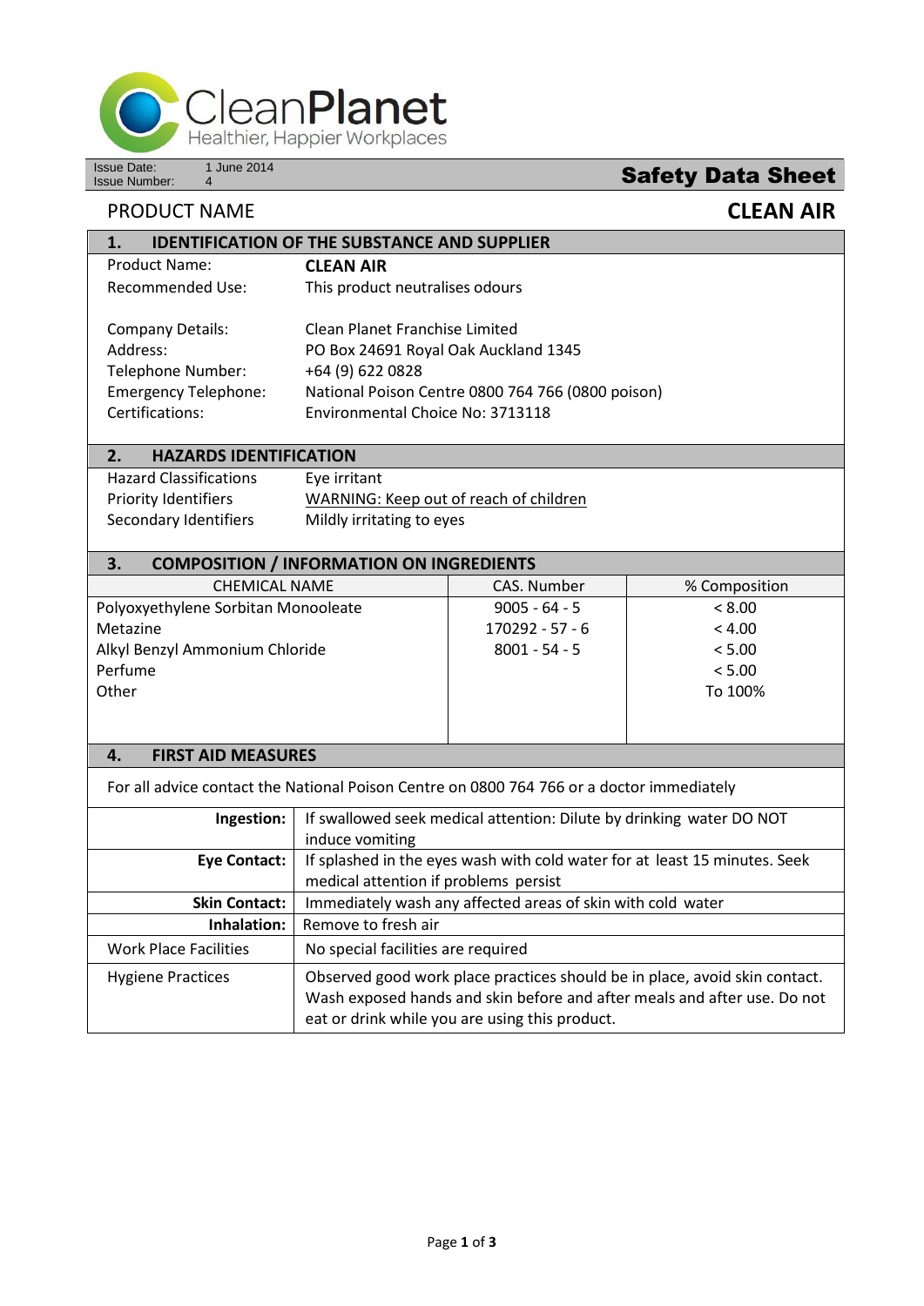CleanPlanet
Healthier, Happier Workplaces

Issue Date: 1 June 2014
Issue Number: 4

# Safety Data Sheet

PRODUCT NAME **CLEAN AIR**

## 1. IDENTIFICATION OF THE SUBSTANCE AND SUPPLIER

| | |
|---|---|
| Product Name: | **CLEAN AIR** |
| Recommended Use: | This product neutralises odours |
| Company Details: | Clean Planet Franchise Limited |
| Address: | PO Box 24691 Royal Oak Auckland 1345 |
| Telephone Number: | +64 (9) 622 0828 |
| Emergency Telephone: | National Poison Centre 0800 764 766 (0800 poison) |
| Certifications: | Environmental Choice No: 3713118 |

## 2. HAZARDS IDENTIFICATION

| | |
|---|---|
| Hazard Classifications | Eye irritant |
| Priority Identifiers | WARNING: Keep out of reach of children |
| Secondary Identifiers | Mildly irritating to eyes |

## 3. COMPOSITION / INFORMATION ON INGREDIENTS

| CHEMICAL NAME | CAS. Number | % Composition |
|---|---|---|
| Polyoxyethylene Sorbitan Monooleate | 9005 - 64 - 5 | < 8.00 |
| Metazine | 170292 - 57 - 6 | < 4.00 |
| Alkyl Benzyl Ammonium Chloride | 8001 - 54 - 5 | < 5.00 |
| Perfume | | < 5.00 |
| Other | | To 100% |

## 4. FIRST AID MEASURES

For all advice contact the National Poison Centre on 0800 764 766 or a doctor immediately

| | |
|---|---|
| **Ingestion:** | If swallowed seek medical attention: Dilute by drinking water DO NOT induce vomiting |
| **Eye Contact:** | If splashed in the eyes wash with cold water for at least 15 minutes. Seek medical attention if problems persist |
| **Skin Contact:** | Immediately wash any affected areas of skin with cold water |
| **Inhalation:** | Remove to fresh air |
| Work Place Facilities | No special facilities are required |
| Hygiene Practices | Observed good work place practices should be in place, avoid skin contact. Wash exposed hands and skin before and after meals and after use. Do not eat or drink while you are using this product. |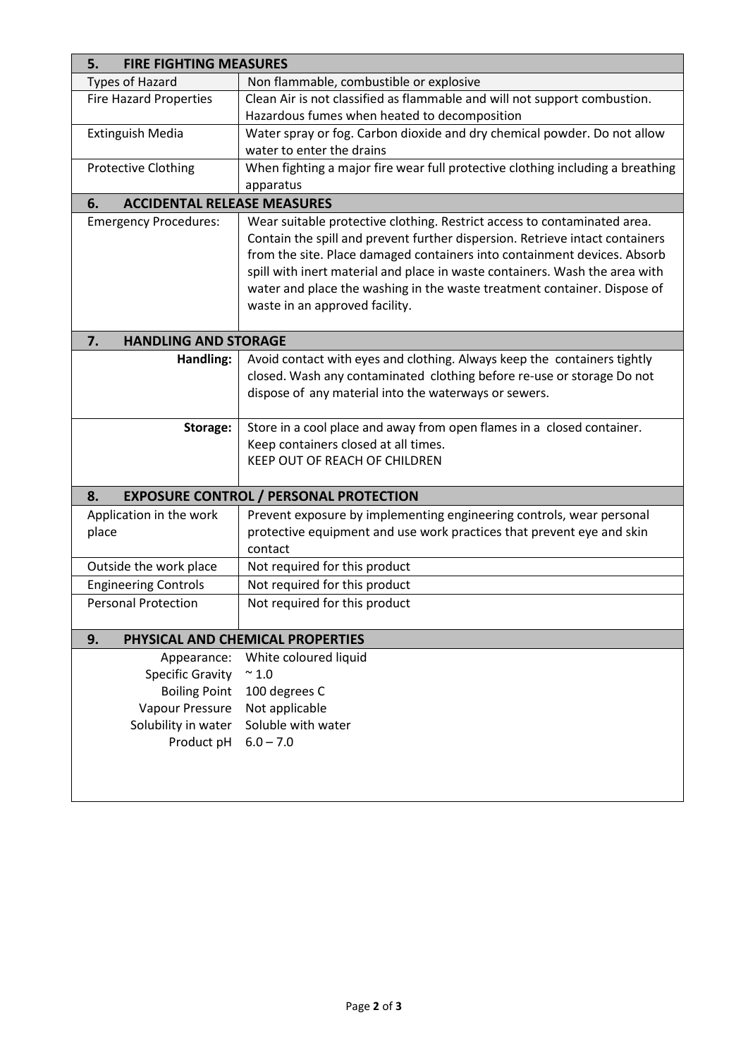## 5. FIRE FIGHTING MEASURES

| | |
|---|---|
| Types of Hazard | Non flammable, combustible or explosive |
| Fire Hazard Properties | Clean Air is not classified as flammable and will not support combustion. Hazardous fumes when heated to decomposition |
| Extinguish Media | Water spray or fog. Carbon dioxide and dry chemical powder. Do not allow water to enter the drains |
| Protective Clothing | When fighting a major fire wear full protective clothing including a breathing apparatus |

## 6. ACCIDENTAL RELEASE MEASURES

| | |
|---|---|
| Emergency Procedures: | Wear suitable protective clothing. Restrict access to contaminated area. Contain the spill and prevent further dispersion. Retrieve intact containers from the site. Place damaged containers into containment devices. Absorb spill with inert material and place in waste containers. Wash the area with water and place the washing in the waste treatment container. Dispose of waste in an approved facility. |

## 7. HANDLING AND STORAGE

| | |
|---|---|
| **Handling:** | Avoid contact with eyes and clothing. Always keep the containers tightly closed. Wash any contaminated clothing before re-use or storage Do not dispose of any material into the waterways or sewers. |
| **Storage:** | Store in a cool place and away from open flames in a closed container. Keep containers closed at all times. KEEP OUT OF REACH OF CHILDREN |

## 8. EXPOSURE CONTROL / PERSONAL PROTECTION

| | |
|---|---|
| Application in the work place | Prevent exposure by implementing engineering controls, wear personal protective equipment and use work practices that prevent eye and skin contact |
| Outside the work place | Not required for this product |
| Engineering Controls | Not required for this product |
| Personal Protection | Not required for this product |

## 9. PHYSICAL AND CHEMICAL PROPERTIES

| | |
|---|---|
| Appearance: | White coloured liquid |
| Specific Gravity | ~ 1.0 |
| Boiling Point | 100 degrees C |
| Vapour Pressure | Not applicable |
| Solubility in water | Soluble with water |
| Product pH | 6.0 – 7.0 |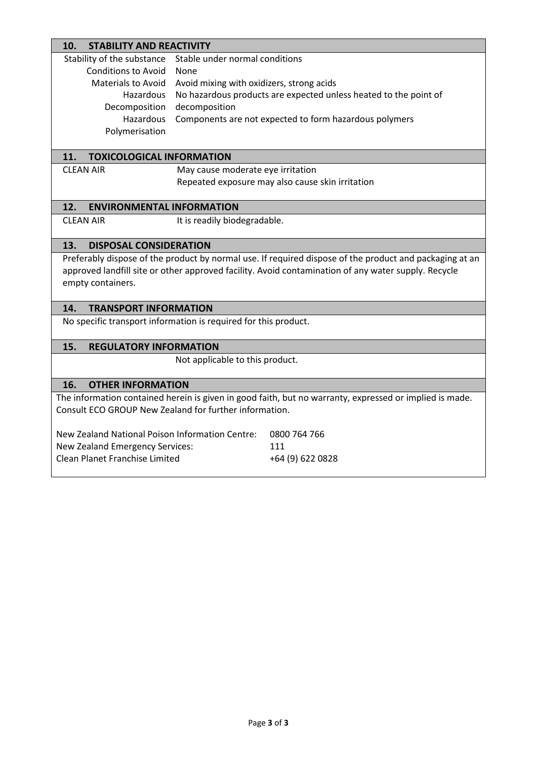## 10. STABILITY AND REACTIVITY

| | |
|---|---|
| Stability of the substance | Stable under normal conditions |
| Conditions to Avoid | None |
| Materials to Avoid | Avoid mixing with oxidizers, strong acids |
| Hazardous Decomposition | No hazardous products are expected unless heated to the point of decomposition |
| Hazardous Polymerisation | Components are not expected to form hazardous polymers |

## 11. TOXICOLOGICAL INFORMATION

| | |
|---|---|
| CLEAN AIR | May cause moderate eye irritation<br>Repeated exposure may also cause skin irritation |

## 12. ENVIRONMENTAL INFORMATION

| | |
|---|---|
| CLEAN AIR | It is readily biodegradable. |

## 13. DISPOSAL CONSIDERATION

Preferably dispose of the product by normal use. If required dispose of the product and packaging at an approved landfill site or other approved facility. Avoid contamination of any water supply. Recycle empty containers.

## 14. TRANSPORT INFORMATION

No specific transport information is required for this product.

## 15. REGULATORY INFORMATION

Not applicable to this product.

## 16. OTHER INFORMATION

The information contained herein is given in good faith, but no warranty, expressed or implied is made. Consult ECO GROUP New Zealand for further information.

| | |
|---|---|
| New Zealand National Poison Information Centre: | 0800 764 766 |
| New Zealand Emergency Services: | 111 |
| Clean Planet Franchise Limited | +64 (9) 622 0828 |